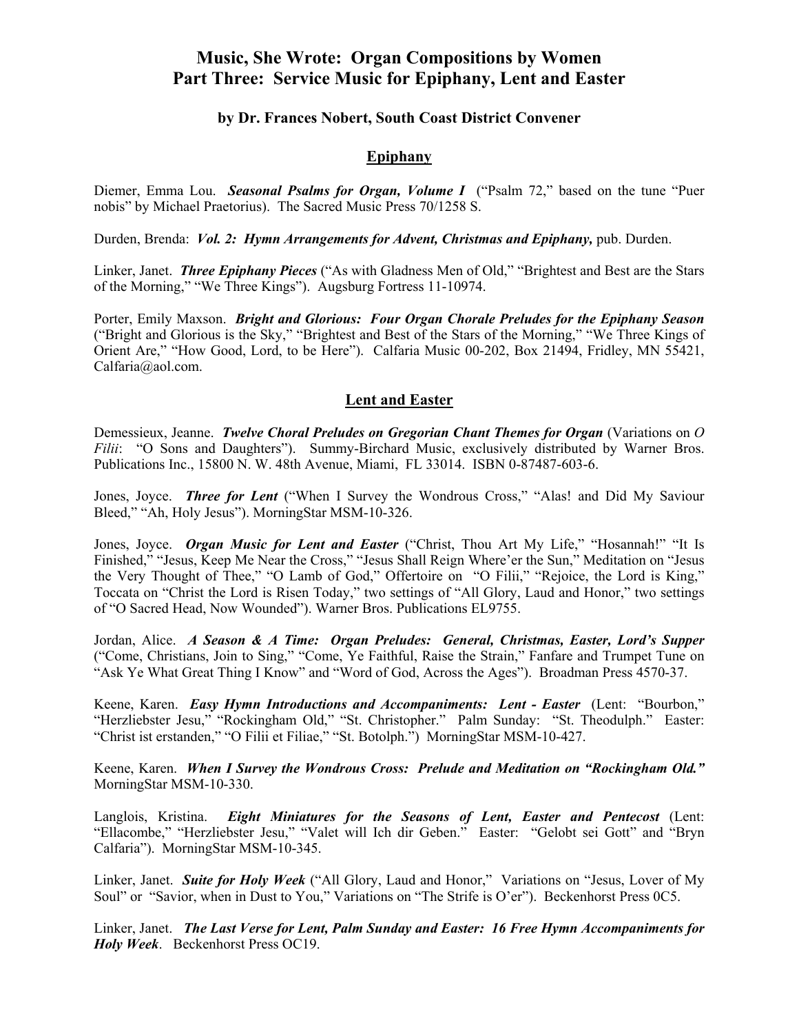# Music, She Wrote: Organ Compositions by Women
# Part Three: Service Music for Epiphany, Lent and Easter

**by Dr. Frances Nobert, South Coast District Convener**

## Epiphany

Diemer, Emma Lou. ***Seasonal Psalms for Organ, Volume I*** ("Psalm 72," based on the tune "Puer nobis" by Michael Praetorius). The Sacred Music Press 70/1258 S.

Durden, Brenda: ***Vol. 2: Hymn Arrangements for Advent, Christmas and Epiphany,*** pub. Durden.

Linker, Janet. ***Three Epiphany Pieces*** ("As with Gladness Men of Old," "Brightest and Best are the Stars of the Morning," "We Three Kings"). Augsburg Fortress 11-10974.

Porter, Emily Maxson. ***Bright and Glorious: Four Organ Chorale Preludes for the Epiphany Season*** ("Bright and Glorious is the Sky," "Brightest and Best of the Stars of the Morning," "We Three Kings of Orient Are," "How Good, Lord, to be Here"). Calfaria Music 00-202, Box 21494, Fridley, MN 55421, Calfaria@aol.com.

## Lent and Easter

Demessieux, Jeanne. ***Twelve Choral Preludes on Gregorian Chant Themes for Organ*** (Variations on *O Filii*: "O Sons and Daughters"). Summy-Birchard Music, exclusively distributed by Warner Bros. Publications Inc., 15800 N. W. 48th Avenue, Miami, FL 33014. ISBN 0-87487-603-6.

Jones, Joyce. ***Three for Lent*** ("When I Survey the Wondrous Cross," "Alas! and Did My Saviour Bleed," "Ah, Holy Jesus"). MorningStar MSM-10-326.

Jones, Joyce. ***Organ Music for Lent and Easter*** ("Christ, Thou Art My Life," "Hosannah!" "It Is Finished," "Jesus, Keep Me Near the Cross," "Jesus Shall Reign Where'er the Sun," Meditation on "Jesus the Very Thought of Thee," "O Lamb of God," Offertoire on "O Filii," "Rejoice, the Lord is King," Toccata on "Christ the Lord is Risen Today," two settings of "All Glory, Laud and Honor," two settings of "O Sacred Head, Now Wounded"). Warner Bros. Publications EL9755.

Jordan, Alice. ***A Season & A Time: Organ Preludes: General, Christmas, Easter, Lord's Supper*** ("Come, Christians, Join to Sing," "Come, Ye Faithful, Raise the Strain," Fanfare and Trumpet Tune on "Ask Ye What Great Thing I Know" and "Word of God, Across the Ages"). Broadman Press 4570-37.

Keene, Karen. ***Easy Hymn Introductions and Accompaniments: Lent - Easter*** (Lent: "Bourbon," "Herzliebster Jesu," "Rockingham Old," "St. Christopher." Palm Sunday: "St. Theodulph." Easter: "Christ ist erstanden," "O Filii et Filiae," "St. Botolph.") MorningStar MSM-10-427.

Keene, Karen. ***When I Survey the Wondrous Cross: Prelude and Meditation on "Rockingham Old."*** MorningStar MSM-10-330.

Langlois, Kristina. ***Eight Miniatures for the Seasons of Lent, Easter and Pentecost*** (Lent: "Ellacombe," "Herzliebster Jesu," "Valet will Ich dir Geben." Easter: "Gelobt sei Gott" and "Bryn Calfaria"). MorningStar MSM-10-345.

Linker, Janet. ***Suite for Holy Week*** ("All Glory, Laud and Honor," Variations on "Jesus, Lover of My Soul" or "Savior, when in Dust to You," Variations on "The Strife is O'er"). Beckenhorst Press 0C5.

Linker, Janet. ***The Last Verse for Lent, Palm Sunday and Easter: 16 Free Hymn Accompaniments for Holy Week***. Beckenhorst Press OC19.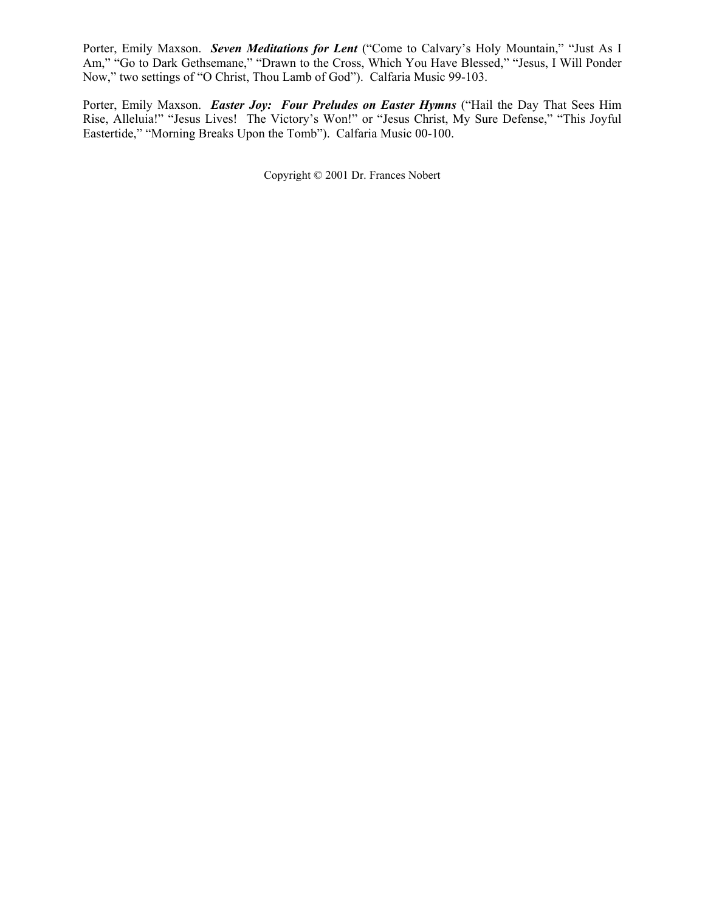Porter, Emily Maxson. ***Seven Meditations for Lent*** ("Come to Calvary's Holy Mountain," "Just As I Am," "Go to Dark Gethsemane," "Drawn to the Cross, Which You Have Blessed," "Jesus, I Will Ponder Now," two settings of "O Christ, Thou Lamb of God"). Calfaria Music 99-103.

Porter, Emily Maxson. ***Easter Joy: Four Preludes on Easter Hymns*** ("Hail the Day That Sees Him Rise, Alleluia!" "Jesus Lives! The Victory's Won!" or "Jesus Christ, My Sure Defense," "This Joyful Eastertide," "Morning Breaks Upon the Tomb"). Calfaria Music 00-100.

Copyright © 2001 Dr. Frances Nobert